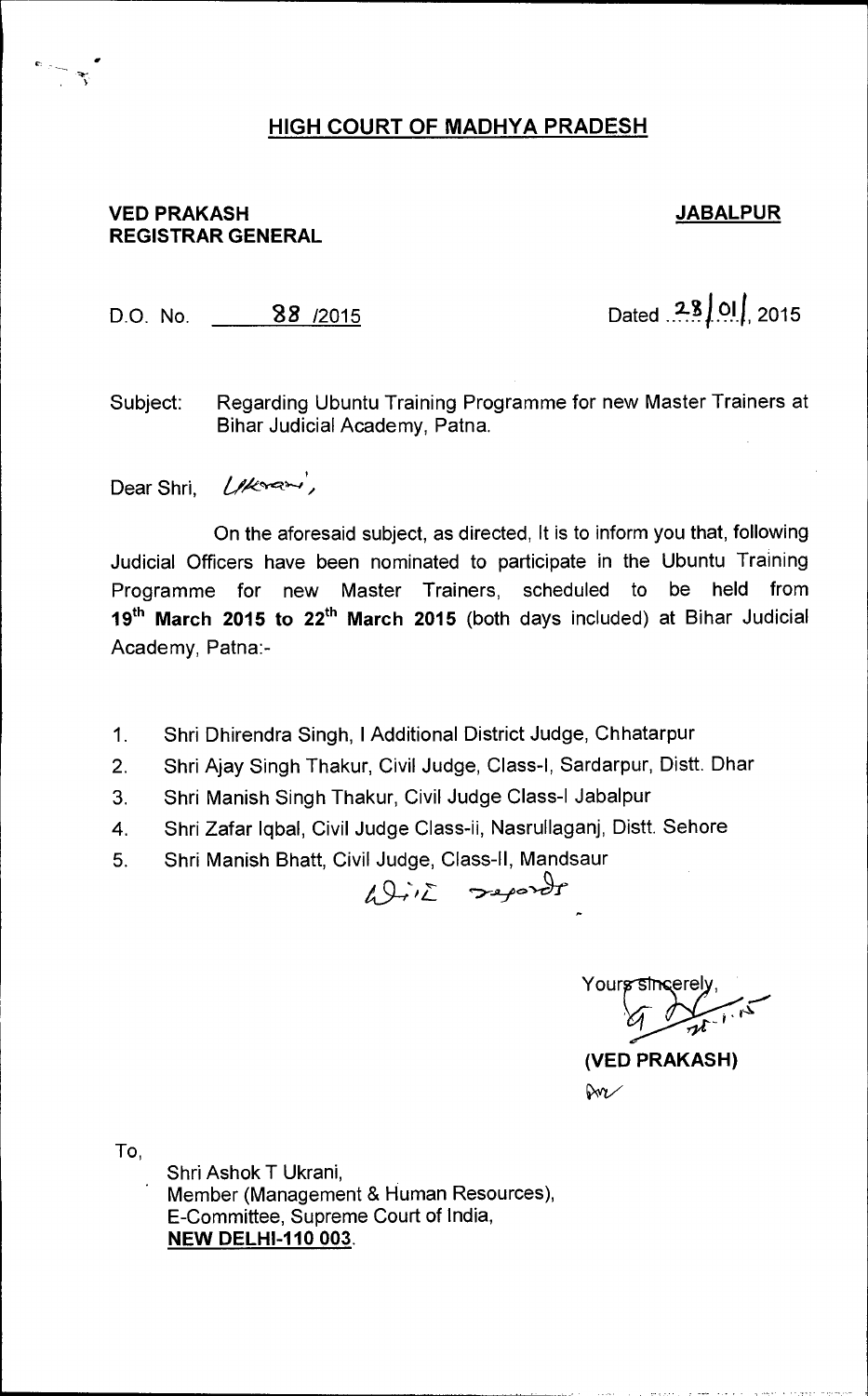## HIGH COURT OF MADHYA PRADESH

**VED PRAKASH**
**REGISTRAR GENERAL**

**JABALPUR**

D.O. No. 88 /2015

Dated 28/01/2015

Subject: Regarding Ubuntu Training Programme for new Master Trainers at Bihar Judicial Academy, Patna.

Dear Shri, Ukrani,

On the aforesaid subject, as directed, It is to inform you that, following Judicial Officers have been nominated to participate in the Ubuntu Training Programme for new Master Trainers, scheduled to be held from **19th March 2015 to 22nd March 2015** (both days included) at Bihar Judicial Academy, Patna:-

1. Shri Dhirendra Singh, I Additional District Judge, Chhatarpur
2. Shri Ajay Singh Thakur, Civil Judge, Class-I, Sardarpur, Distt. Dhar
3. Shri Manish Singh Thakur, Civil Judge Class-I Jabalpur
4. Shri Zafar Iqbal, Civil Judge Class-ii, Nasrullaganj, Distt. Sehore
5. Shri Manish Bhatt, Civil Judge, Class-II, Mandsaur

With regards

Yours sincerely,

**(VED PRAKASH)**

To,

Shri Ashok T Ukrani,
Member (Management & Human Resources),
E-Committee, Supreme Court of India,
**NEW DELHI-110 003**.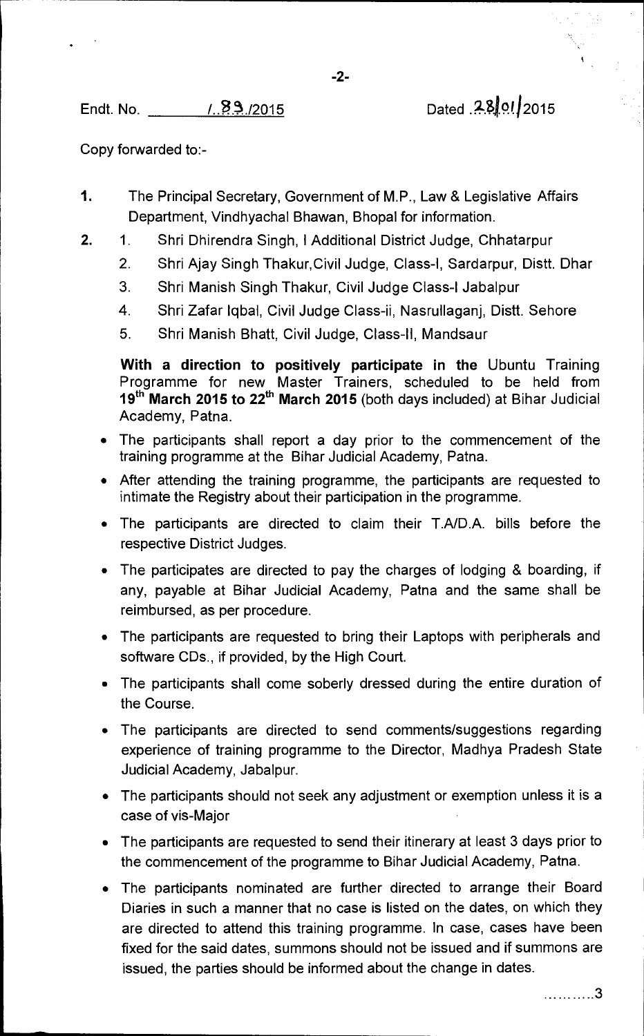Endt. No. /.83./2015 Dated .28/01/2015

Copy forwarded to:-

**1.** The Principal Secretary, Government of M.P., Law & Legislative Affairs Department, Vindhyachal Bhawan, Bhopal for information.

**2.**
1. Shri Dhirendra Singh, I Additional District Judge, Chhatarpur
2. Shri Ajay Singh Thakur,Civil Judge, Class-I, Sardarpur, Distt. Dhar
3. Shri Manish Singh Thakur, Civil Judge Class-I Jabalpur
4. Shri Zafar Iqbal, Civil Judge Class-ii, Nasrullaganj, Distt. Sehore
5. Shri Manish Bhatt, Civil Judge, Class-II, Mandsaur

**With a direction to positively participate in the** Ubuntu Training Programme for new Master Trainers, scheduled to be held from **19th March 2015 to 22th March 2015** (both days included) at Bihar Judicial Academy, Patna.

- The participants shall report a day prior to the commencement of the training programme at the Bihar Judicial Academy, Patna.
- After attending the training programme, the participants are requested to intimate the Registry about their participation in the programme.
- The participants are directed to claim their T.A/D.A. bills before the respective District Judges.
- The participates are directed to pay the charges of lodging & boarding, if any, payable at Bihar Judicial Academy, Patna and the same shall be reimbursed, as per procedure.
- The participants are requested to bring their Laptops with peripherals and software CDs., if provided, by the High Court.
- The participants shall come soberly dressed during the entire duration of the Course.
- The participants are directed to send comments/suggestions regarding experience of training programme to the Director, Madhya Pradesh State Judicial Academy, Jabalpur.
- The participants should not seek any adjustment or exemption unless it is a case of vis-Major
- The participants are requested to send their itinerary at least 3 days prior to the commencement of the programme to Bihar Judicial Academy, Patna.
- The participants nominated are further directed to arrange their Board Diaries in such a manner that no case is listed on the dates, on which they are directed to attend this training programme. In case, cases have been fixed for the said dates, summons should not be issued and if summons are issued, the parties should be informed about the change in dates.

..........3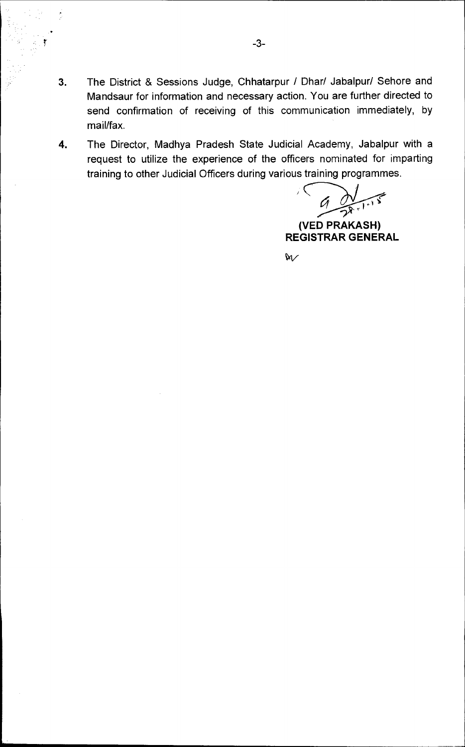3. The District & Sessions Judge, Chhatarpur / Dhar/ Jabalpur/ Sehore and Mandsaur for information and necessary action. You are further directed to send confirmation of receiving of this communication immediately, by mail/fax.

4. The Director, Madhya Pradesh State Judicial Academy, Jabalpur with a request to utilize the experience of the officers nominated for imparting training to other Judicial Officers during various training programmes.

**(VED PRAKASH)**
**REGISTRAR GENERAL**